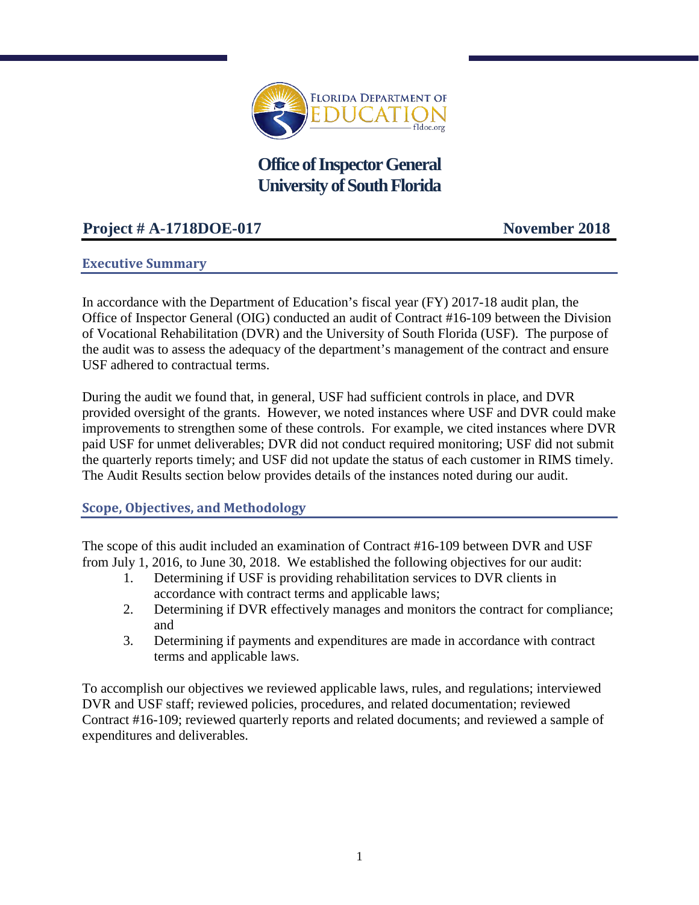# Office of Inspector General
# University of South Florida

**Project # A-1718DOE-017** **November 2018**

## Executive Summary

In accordance with the Department of Education's fiscal year (FY) 2017-18 audit plan, the Office of Inspector General (OIG) conducted an audit of Contract #16-109 between the Division of Vocational Rehabilitation (DVR) and the University of South Florida (USF). The purpose of the audit was to assess the adequacy of the department's management of the contract and ensure USF adhered to contractual terms.

During the audit we found that, in general, USF had sufficient controls in place, and DVR provided oversight of the grants. However, we noted instances where USF and DVR could make improvements to strengthen some of these controls. For example, we cited instances where DVR paid USF for unmet deliverables; DVR did not conduct required monitoring; USF did not submit the quarterly reports timely; and USF did not update the status of each customer in RIMS timely. The Audit Results section below provides details of the instances noted during our audit.

## Scope, Objectives, and Methodology

The scope of this audit included an examination of Contract #16-109 between DVR and USF from July 1, 2016, to June 30, 2018. We established the following objectives for our audit:

1. Determining if USF is providing rehabilitation services to DVR clients in accordance with contract terms and applicable laws;
2. Determining if DVR effectively manages and monitors the contract for compliance; and
3. Determining if payments and expenditures are made in accordance with contract terms and applicable laws.

To accomplish our objectives we reviewed applicable laws, rules, and regulations; interviewed DVR and USF staff; reviewed policies, procedures, and related documentation; reviewed Contract #16-109; reviewed quarterly reports and related documents; and reviewed a sample of expenditures and deliverables.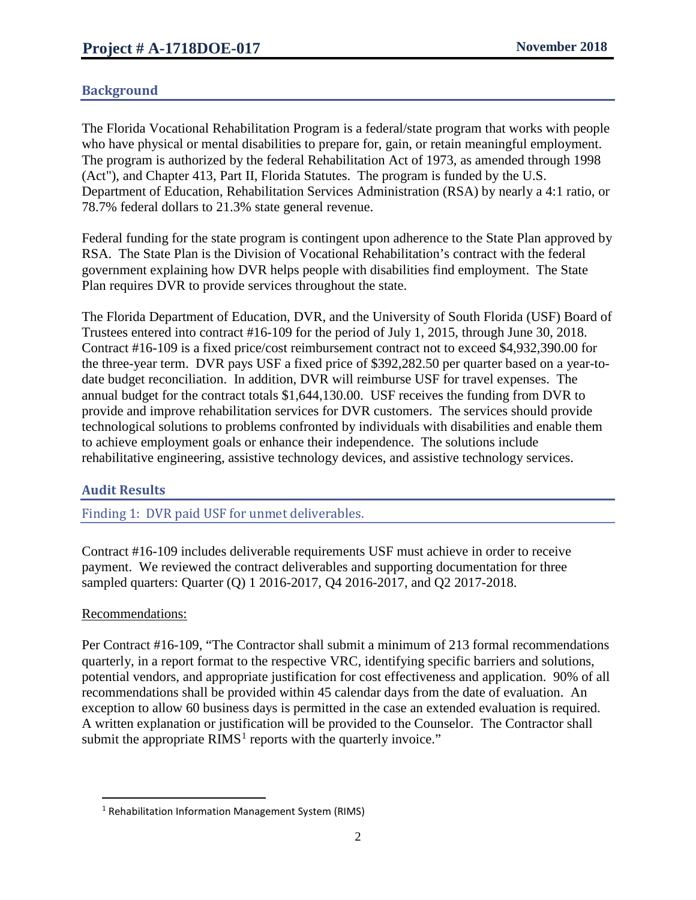## Background

The Florida Vocational Rehabilitation Program is a federal/state program that works with people who have physical or mental disabilities to prepare for, gain, or retain meaningful employment. The program is authorized by the federal Rehabilitation Act of 1973, as amended through 1998 (Act"), and Chapter 413, Part II, Florida Statutes. The program is funded by the U.S. Department of Education, Rehabilitation Services Administration (RSA) by nearly a 4:1 ratio, or 78.7% federal dollars to 21.3% state general revenue.

Federal funding for the state program is contingent upon adherence to the State Plan approved by RSA. The State Plan is the Division of Vocational Rehabilitation's contract with the federal government explaining how DVR helps people with disabilities find employment. The State Plan requires DVR to provide services throughout the state.

The Florida Department of Education, DVR, and the University of South Florida (USF) Board of Trustees entered into contract #16-109 for the period of July 1, 2015, through June 30, 2018. Contract #16-109 is a fixed price/cost reimbursement contract not to exceed $4,932,390.00 for the three-year term. DVR pays USF a fixed price of $392,282.50 per quarter based on a year-to-date budget reconciliation. In addition, DVR will reimburse USF for travel expenses. The annual budget for the contract totals $1,644,130.00. USF receives the funding from DVR to provide and improve rehabilitation services for DVR customers. The services should provide technological solutions to problems confronted by individuals with disabilities and enable them to achieve employment goals or enhance their independence. The solutions include rehabilitative engineering, assistive technology devices, and assistive technology services.

## Audit Results

### Finding 1: DVR paid USF for unmet deliverables.

Contract #16-109 includes deliverable requirements USF must achieve in order to receive payment. We reviewed the contract deliverables and supporting documentation for three sampled quarters: Quarter (Q) 1 2016-2017, Q4 2016-2017, and Q2 2017-2018.

Recommendations:

Per Contract #16-109, "The Contractor shall submit a minimum of 213 formal recommendations quarterly, in a report format to the respective VRC, identifying specific barriers and solutions, potential vendors, and appropriate justification for cost effectiveness and application. 90% of all recommendations shall be provided within 45 calendar days from the date of evaluation. An exception to allow 60 business days is permitted in the case an extended evaluation is required. A written explanation or justification will be provided to the Counselor. The Contractor shall submit the appropriate RIMS[1] reports with the quarterly invoice."

[1] Rehabilitation Information Management System (RIMS)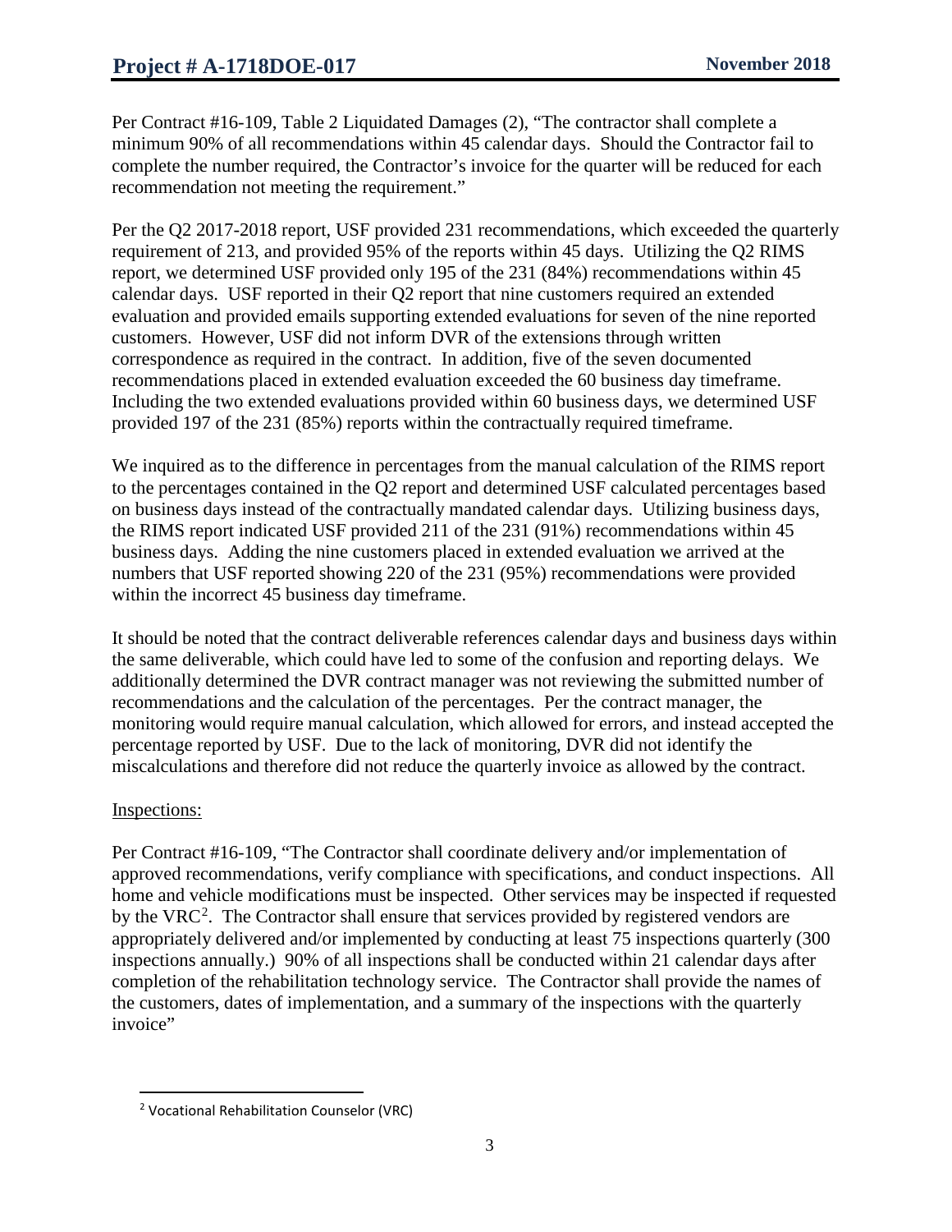Per Contract #16-109, Table 2 Liquidated Damages (2), "The contractor shall complete a minimum 90% of all recommendations within 45 calendar days. Should the Contractor fail to complete the number required, the Contractor's invoice for the quarter will be reduced for each recommendation not meeting the requirement."

Per the Q2 2017-2018 report, USF provided 231 recommendations, which exceeded the quarterly requirement of 213, and provided 95% of the reports within 45 days. Utilizing the Q2 RIMS report, we determined USF provided only 195 of the 231 (84%) recommendations within 45 calendar days. USF reported in their Q2 report that nine customers required an extended evaluation and provided emails supporting extended evaluations for seven of the nine reported customers. However, USF did not inform DVR of the extensions through written correspondence as required in the contract. In addition, five of the seven documented recommendations placed in extended evaluation exceeded the 60 business day timeframe. Including the two extended evaluations provided within 60 business days, we determined USF provided 197 of the 231 (85%) reports within the contractually required timeframe.

We inquired as to the difference in percentages from the manual calculation of the RIMS report to the percentages contained in the Q2 report and determined USF calculated percentages based on business days instead of the contractually mandated calendar days. Utilizing business days, the RIMS report indicated USF provided 211 of the 231 (91%) recommendations within 45 business days. Adding the nine customers placed in extended evaluation we arrived at the numbers that USF reported showing 220 of the 231 (95%) recommendations were provided within the incorrect 45 business day timeframe.

It should be noted that the contract deliverable references calendar days and business days within the same deliverable, which could have led to some of the confusion and reporting delays. We additionally determined the DVR contract manager was not reviewing the submitted number of recommendations and the calculation of the percentages. Per the contract manager, the monitoring would require manual calculation, which allowed for errors, and instead accepted the percentage reported by USF. Due to the lack of monitoring, DVR did not identify the miscalculations and therefore did not reduce the quarterly invoice as allowed by the contract.

Inspections:

Per Contract #16-109, "The Contractor shall coordinate delivery and/or implementation of approved recommendations, verify compliance with specifications, and conduct inspections. All home and vehicle modifications must be inspected. Other services may be inspected if requested by the VRC[2]. The Contractor shall ensure that services provided by registered vendors are appropriately delivered and/or implemented by conducting at least 75 inspections quarterly (300 inspections annually.) 90% of all inspections shall be conducted within 21 calendar days after completion of the rehabilitation technology service. The Contractor shall provide the names of the customers, dates of implementation, and a summary of the inspections with the quarterly invoice"

[2] Vocational Rehabilitation Counselor (VRC)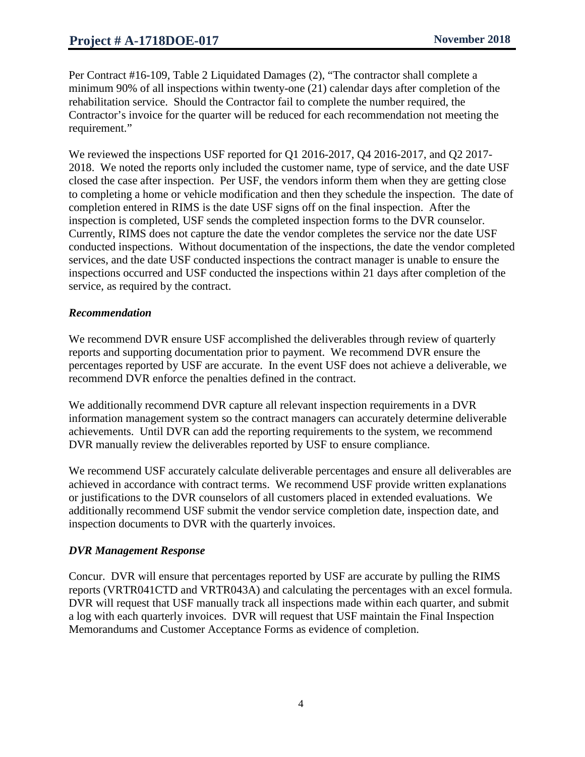Per Contract #16-109, Table 2 Liquidated Damages (2), "The contractor shall complete a minimum 90% of all inspections within twenty-one (21) calendar days after completion of the rehabilitation service. Should the Contractor fail to complete the number required, the Contractor's invoice for the quarter will be reduced for each recommendation not meeting the requirement."

We reviewed the inspections USF reported for Q1 2016-2017, Q4 2016-2017, and Q2 2017-2018. We noted the reports only included the customer name, type of service, and the date USF closed the case after inspection. Per USF, the vendors inform them when they are getting close to completing a home or vehicle modification and then they schedule the inspection. The date of completion entered in RIMS is the date USF signs off on the final inspection. After the inspection is completed, USF sends the completed inspection forms to the DVR counselor. Currently, RIMS does not capture the date the vendor completes the service nor the date USF conducted inspections. Without documentation of the inspections, the date the vendor completed services, and the date USF conducted inspections the contract manager is unable to ensure the inspections occurred and USF conducted the inspections within 21 days after completion of the service, as required by the contract.

### *Recommendation*

We recommend DVR ensure USF accomplished the deliverables through review of quarterly reports and supporting documentation prior to payment. We recommend DVR ensure the percentages reported by USF are accurate. In the event USF does not achieve a deliverable, we recommend DVR enforce the penalties defined in the contract.

We additionally recommend DVR capture all relevant inspection requirements in a DVR information management system so the contract managers can accurately determine deliverable achievements. Until DVR can add the reporting requirements to the system, we recommend DVR manually review the deliverables reported by USF to ensure compliance.

We recommend USF accurately calculate deliverable percentages and ensure all deliverables are achieved in accordance with contract terms. We recommend USF provide written explanations or justifications to the DVR counselors of all customers placed in extended evaluations. We additionally recommend USF submit the vendor service completion date, inspection date, and inspection documents to DVR with the quarterly invoices.

### *DVR Management Response*

Concur. DVR will ensure that percentages reported by USF are accurate by pulling the RIMS reports (VRTR041CTD and VRTR043A) and calculating the percentages with an excel formula. DVR will request that USF manually track all inspections made within each quarter, and submit a log with each quarterly invoices. DVR will request that USF maintain the Final Inspection Memorandums and Customer Acceptance Forms as evidence of completion.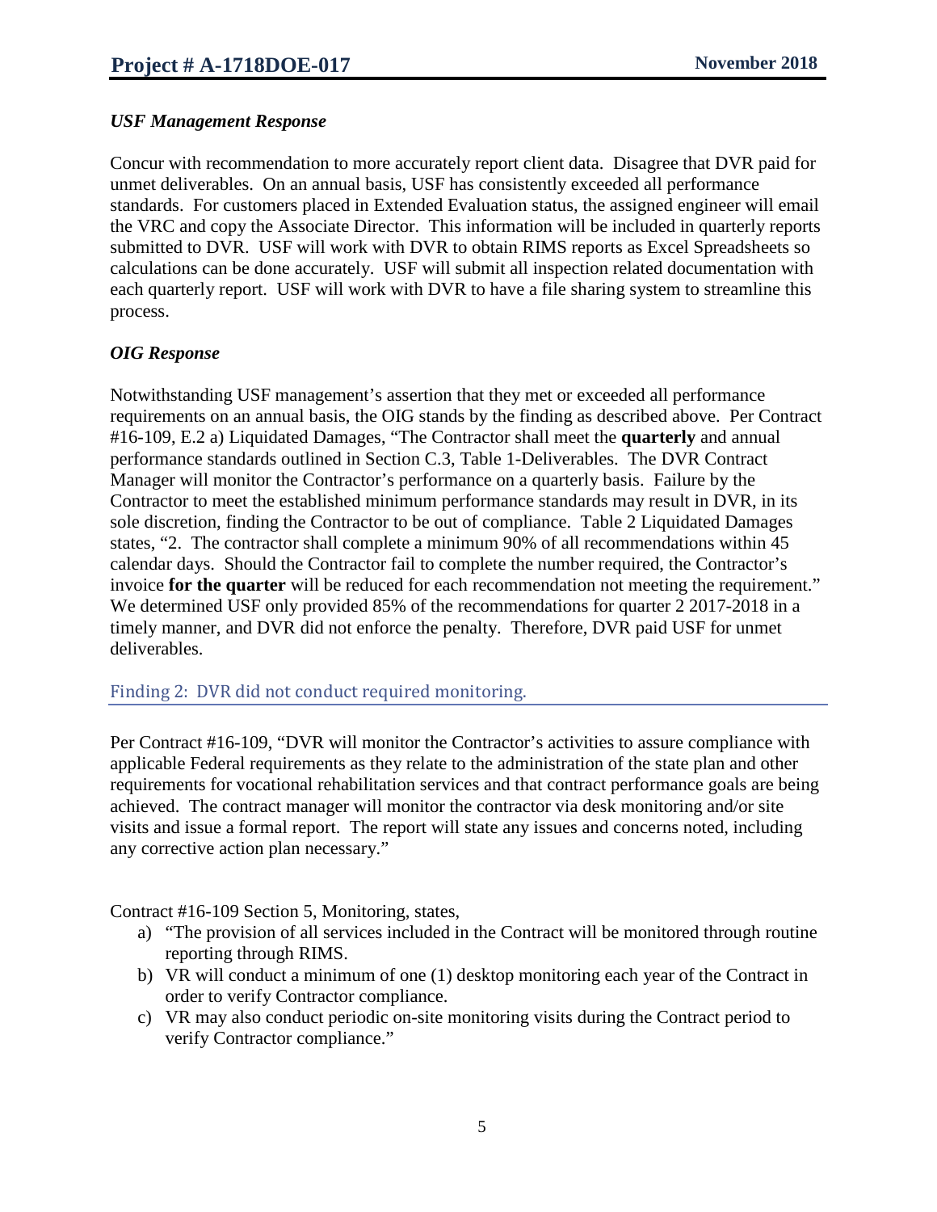### *USF Management Response*

Concur with recommendation to more accurately report client data. Disagree that DVR paid for unmet deliverables. On an annual basis, USF has consistently exceeded all performance standards. For customers placed in Extended Evaluation status, the assigned engineer will email the VRC and copy the Associate Director. This information will be included in quarterly reports submitted to DVR. USF will work with DVR to obtain RIMS reports as Excel Spreadsheets so calculations can be done accurately. USF will submit all inspection related documentation with each quarterly report. USF will work with DVR to have a file sharing system to streamline this process.

### *OIG Response*

Notwithstanding USF management's assertion that they met or exceeded all performance requirements on an annual basis, the OIG stands by the finding as described above. Per Contract #16-109, E.2 a) Liquidated Damages, "The Contractor shall meet the **quarterly** and annual performance standards outlined in Section C.3, Table 1-Deliverables. The DVR Contract Manager will monitor the Contractor's performance on a quarterly basis. Failure by the Contractor to meet the established minimum performance standards may result in DVR, in its sole discretion, finding the Contractor to be out of compliance. Table 2 Liquidated Damages states, "2. The contractor shall complete a minimum 90% of all recommendations within 45 calendar days. Should the Contractor fail to complete the number required, the Contractor's invoice **for the quarter** will be reduced for each recommendation not meeting the requirement." We determined USF only provided 85% of the recommendations for quarter 2 2017-2018 in a timely manner, and DVR did not enforce the penalty. Therefore, DVR paid USF for unmet deliverables.

## Finding 2: DVR did not conduct required monitoring.

Per Contract #16-109, "DVR will monitor the Contractor's activities to assure compliance with applicable Federal requirements as they relate to the administration of the state plan and other requirements for vocational rehabilitation services and that contract performance goals are being achieved. The contract manager will monitor the contractor via desk monitoring and/or site visits and issue a formal report. The report will state any issues and concerns noted, including any corrective action plan necessary."

Contract #16-109 Section 5, Monitoring, states,

a) "The provision of all services included in the Contract will be monitored through routine reporting through RIMS.
b) VR will conduct a minimum of one (1) desktop monitoring each year of the Contract in order to verify Contractor compliance.
c) VR may also conduct periodic on-site monitoring visits during the Contract period to verify Contractor compliance."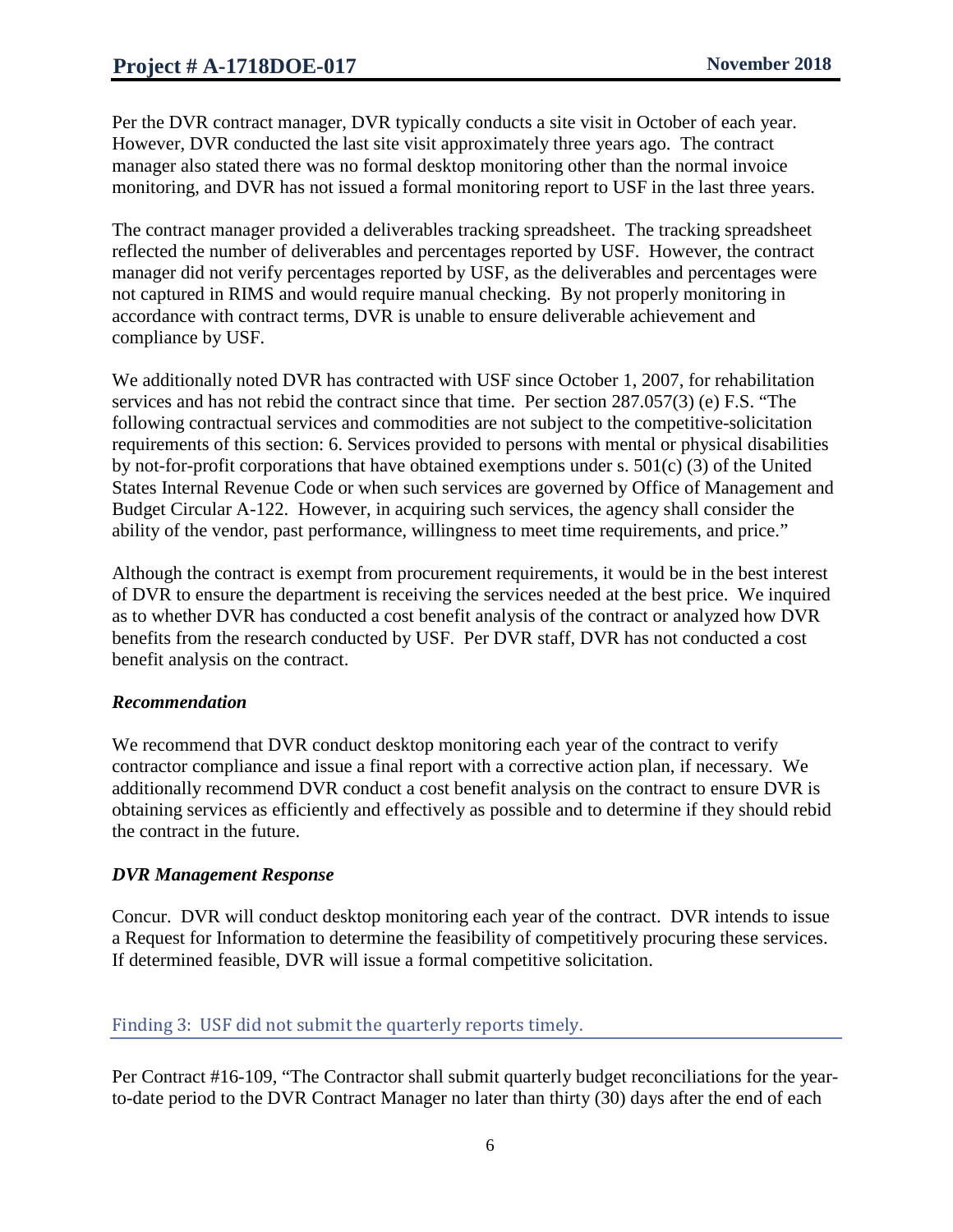Per the DVR contract manager, DVR typically conducts a site visit in October of each year. However, DVR conducted the last site visit approximately three years ago. The contract manager also stated there was no formal desktop monitoring other than the normal invoice monitoring, and DVR has not issued a formal monitoring report to USF in the last three years.

The contract manager provided a deliverables tracking spreadsheet. The tracking spreadsheet reflected the number of deliverables and percentages reported by USF. However, the contract manager did not verify percentages reported by USF, as the deliverables and percentages were not captured in RIMS and would require manual checking. By not properly monitoring in accordance with contract terms, DVR is unable to ensure deliverable achievement and compliance by USF.

We additionally noted DVR has contracted with USF since October 1, 2007, for rehabilitation services and has not rebid the contract since that time. Per section 287.057(3) (e) F.S. "The following contractual services and commodities are not subject to the competitive-solicitation requirements of this section: 6. Services provided to persons with mental or physical disabilities by not-for-profit corporations that have obtained exemptions under s. 501(c) (3) of the United States Internal Revenue Code or when such services are governed by Office of Management and Budget Circular A-122. However, in acquiring such services, the agency shall consider the ability of the vendor, past performance, willingness to meet time requirements, and price."

Although the contract is exempt from procurement requirements, it would be in the best interest of DVR to ensure the department is receiving the services needed at the best price. We inquired as to whether DVR has conducted a cost benefit analysis of the contract or analyzed how DVR benefits from the research conducted by USF. Per DVR staff, DVR has not conducted a cost benefit analysis on the contract.

### *Recommendation*

We recommend that DVR conduct desktop monitoring each year of the contract to verify contractor compliance and issue a final report with a corrective action plan, if necessary. We additionally recommend DVR conduct a cost benefit analysis on the contract to ensure DVR is obtaining services as efficiently and effectively as possible and to determine if they should rebid the contract in the future.

### *DVR Management Response*

Concur. DVR will conduct desktop monitoring each year of the contract. DVR intends to issue a Request for Information to determine the feasibility of competitively procuring these services. If determined feasible, DVR will issue a formal competitive solicitation.

## Finding 3: USF did not submit the quarterly reports timely.

Per Contract #16-109, "The Contractor shall submit quarterly budget reconciliations for the year-to-date period to the DVR Contract Manager no later than thirty (30) days after the end of each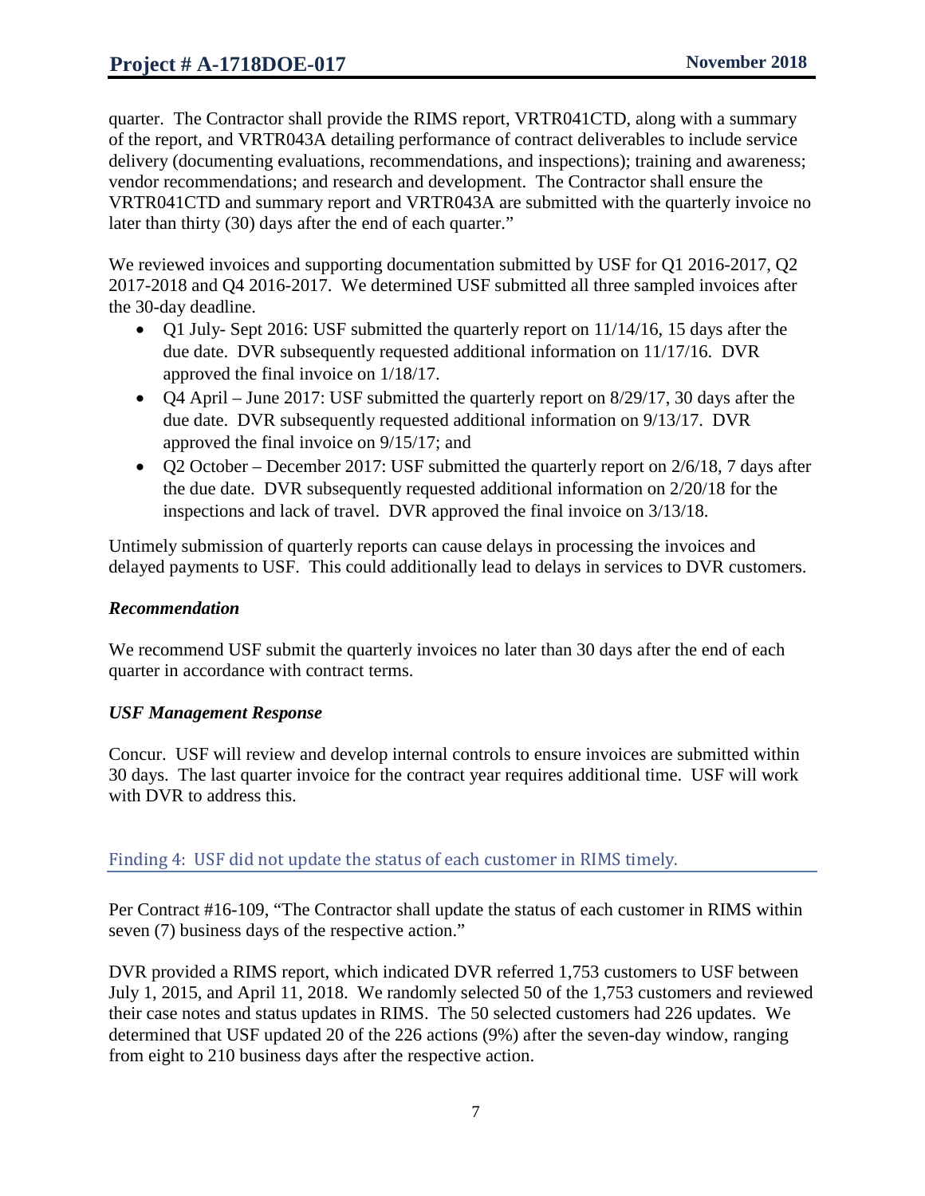quarter. The Contractor shall provide the RIMS report, VRTR041CTD, along with a summary of the report, and VRTR043A detailing performance of contract deliverables to include service delivery (documenting evaluations, recommendations, and inspections); training and awareness; vendor recommendations; and research and development. The Contractor shall ensure the VRTR041CTD and summary report and VRTR043A are submitted with the quarterly invoice no later than thirty (30) days after the end of each quarter."

We reviewed invoices and supporting documentation submitted by USF for Q1 2016-2017, Q2 2017-2018 and Q4 2016-2017. We determined USF submitted all three sampled invoices after the 30-day deadline.

- Q1 July- Sept 2016: USF submitted the quarterly report on 11/14/16, 15 days after the due date. DVR subsequently requested additional information on 11/17/16. DVR approved the final invoice on 1/18/17.
- Q4 April – June 2017: USF submitted the quarterly report on 8/29/17, 30 days after the due date. DVR subsequently requested additional information on 9/13/17. DVR approved the final invoice on 9/15/17; and
- Q2 October – December 2017: USF submitted the quarterly report on 2/6/18, 7 days after the due date. DVR subsequently requested additional information on 2/20/18 for the inspections and lack of travel. DVR approved the final invoice on 3/13/18.

Untimely submission of quarterly reports can cause delays in processing the invoices and delayed payments to USF. This could additionally lead to delays in services to DVR customers.

### *Recommendation*

We recommend USF submit the quarterly invoices no later than 30 days after the end of each quarter in accordance with contract terms.

### *USF Management Response*

Concur. USF will review and develop internal controls to ensure invoices are submitted within 30 days. The last quarter invoice for the contract year requires additional time. USF will work with DVR to address this.

## Finding 4: USF did not update the status of each customer in RIMS timely.

Per Contract #16-109, "The Contractor shall update the status of each customer in RIMS within seven (7) business days of the respective action."

DVR provided a RIMS report, which indicated DVR referred 1,753 customers to USF between July 1, 2015, and April 11, 2018. We randomly selected 50 of the 1,753 customers and reviewed their case notes and status updates in RIMS. The 50 selected customers had 226 updates. We determined that USF updated 20 of the 226 actions (9%) after the seven-day window, ranging from eight to 210 business days after the respective action.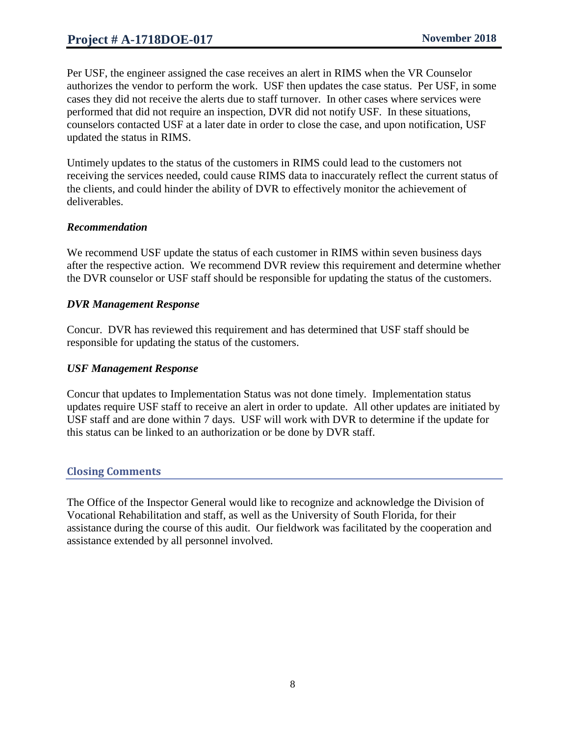Per USF, the engineer assigned the case receives an alert in RIMS when the VR Counselor authorizes the vendor to perform the work. USF then updates the case status. Per USF, in some cases they did not receive the alerts due to staff turnover. In other cases where services were performed that did not require an inspection, DVR did not notify USF. In these situations, counselors contacted USF at a later date in order to close the case, and upon notification, USF updated the status in RIMS.

Untimely updates to the status of the customers in RIMS could lead to the customers not receiving the services needed, could cause RIMS data to inaccurately reflect the current status of the clients, and could hinder the ability of DVR to effectively monitor the achievement of deliverables.

### *Recommendation*

We recommend USF update the status of each customer in RIMS within seven business days after the respective action. We recommend DVR review this requirement and determine whether the DVR counselor or USF staff should be responsible for updating the status of the customers.

### *DVR Management Response*

Concur. DVR has reviewed this requirement and has determined that USF staff should be responsible for updating the status of the customers.

### *USF Management Response*

Concur that updates to Implementation Status was not done timely. Implementation status updates require USF staff to receive an alert in order to update. All other updates are initiated by USF staff and are done within 7 days. USF will work with DVR to determine if the update for this status can be linked to an authorization or be done by DVR staff.

## Closing Comments

The Office of the Inspector General would like to recognize and acknowledge the Division of Vocational Rehabilitation and staff, as well as the University of South Florida, for their assistance during the course of this audit. Our fieldwork was facilitated by the cooperation and assistance extended by all personnel involved.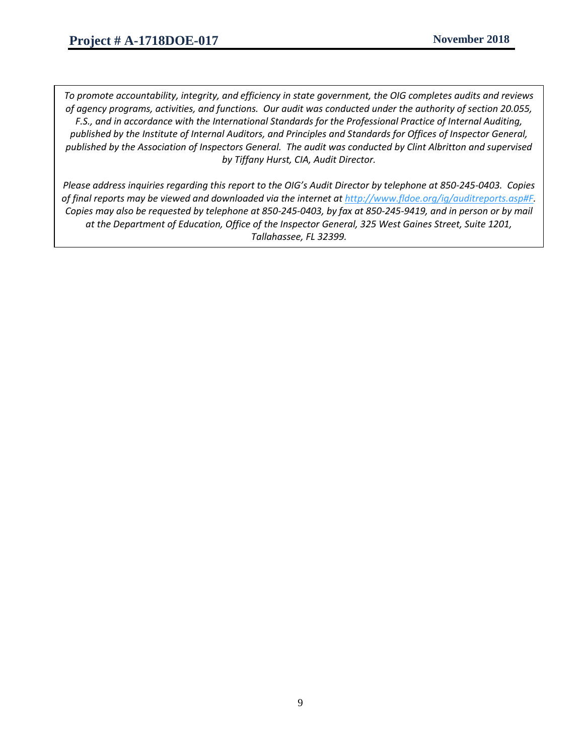*To promote accountability, integrity, and efficiency in state government, the OIG completes audits and reviews of agency programs, activities, and functions. Our audit was conducted under the authority of section 20.055, F.S., and in accordance with the International Standards for the Professional Practice of Internal Auditing, published by the Institute of Internal Auditors, and Principles and Standards for Offices of Inspector General, published by the Association of Inspectors General. The audit was conducted by Clint Albritton and supervised by Tiffany Hurst, CIA, Audit Director.*

*Please address inquiries regarding this report to the OIG's Audit Director by telephone at 850-245-0403. Copies of final reports may be viewed and downloaded via the internet at [http://www.fldoe.org/ig/auditreports.asp#F](http://www.fldoe.org/ig/auditreports.asp#F). Copies may also be requested by telephone at 850-245-0403, by fax at 850-245-9419, and in person or by mail at the Department of Education, Office of the Inspector General, 325 West Gaines Street, Suite 1201, Tallahassee, FL 32399.*